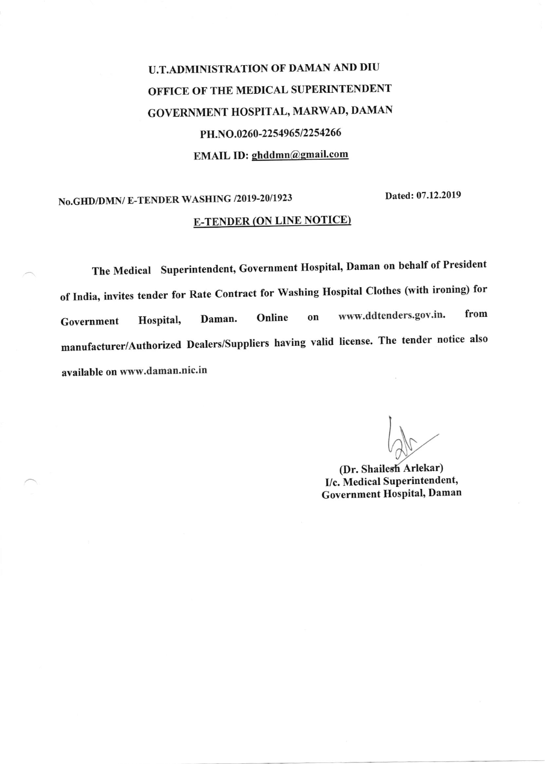**U.T.ADMINISTRATION OF DAMAN AND DIU**

**OFFICE OF THE MEDICAL SUPERINTENDENT**

**GOVERNMENT HOSPITAL, MARWAD, DAMAN**

**PH.NO.0260-2254965/2254266**

**EMAIL ID: ghddmn@gmail.com**

**No.GHD/DMN/ E-TENDER WASHING /2019-20/1923** **Dated: 07.12.2019**

**E-TENDER (ON LINE NOTICE)**

**The Medical Superintendent, Government Hospital, Daman on behalf of President of India, invites tender for Rate Contract for Washing Hospital Clothes (with ironing) for Government Hospital, Daman. Online on www.ddtenders.gov.in. from manufacturer/Authorized Dealers/Suppliers having valid license. The tender notice also available on www.daman.nic.in**

**(Dr. Shailesh Arlekar)**
**I/c. Medical Superintendent,**
**Government Hospital, Daman**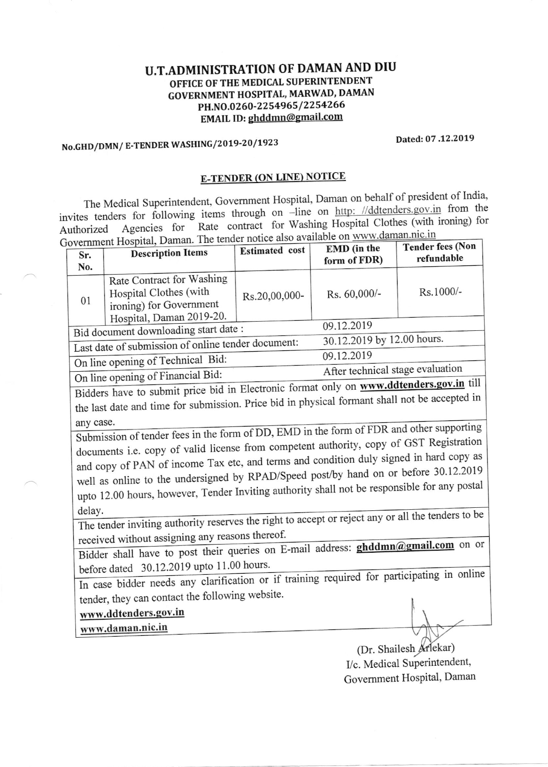# U.T.ADMINISTRATION OF DAMAN AND DIU

## OFFICE OF THE MEDICAL SUPERINTENDENT
## GOVERNMENT HOSPITAL, MARWAD, DAMAN

**PH.NO.0260-2254965/2254266**

**EMAIL ID: ghddmn@gmail.com**

**No.GHD/DMN/ E-TENDER WASHING/2019-20/1923** **Dated: 07 .12.2019**

## E-TENDER (ON LINE) NOTICE

The Medical Superintendent, Government Hospital, Daman on behalf of president of India, invites tenders for following items through on –line on http: //ddtenders.gov.in from the Authorized Agencies for Rate contract for Washing Hospital Clothes (with ironing) for Government Hospital, Daman. The tender notice also available on www.daman.nic.in

| Sr. No. | Description Items | Estimated cost | EMD (in the form of FDR) | Tender fees (Non refundable |
|---|---|---|---|---|
| 01 | Rate Contract for Washing Hospital Clothes (with ironing) for Government Hospital, Daman 2019-20. | Rs.20,00,000- | Rs. 60,000/- | Rs.1000/- |
| Bid document downloading start date : | | | 09.12.2019 | |
| Last date of submission of online tender document: | | | 30.12.2019 by 12.00 hours. | |
| On line opening of Technical Bid: | | | 09.12.2019 | |
| On line opening of Financial Bid: | | | After technical stage evaluation | |
| Bidders have to submit price bid in Electronic format only on **www.ddtenders.gov.in** till the last date and time for submission. Price bid in physical formant shall not be accepted in any case. | | | | |
| Submission of tender fees in the form of DD, EMD in the form of FDR and other supporting documents i.e. copy of valid license from competent authority, copy of GST Registration and copy of PAN of income Tax etc, and terms and condition duly signed in hard copy as well as online to the undersigned by RPAD/Speed post/by hand on or before 30.12.2019 upto 12.00 hours, however, Tender Inviting authority shall not be responsible for any postal delay. | | | | |
| The tender inviting authority reserves the right to accept or reject any or all the tenders to be received without assigning any reasons thereof. | | | | |
| Bidder shall have to post their queries on E-mail address: **ghddmn@gmail.com** on or before dated 30.12.2019 upto 11.00 hours. | | | | |
| In case bidder needs any clarification or if training required for participating in online tender, they can contact the following website. **www.ddtenders.gov.in** **www.daman.nic.in** | | | | |

(Dr. Shailesh Arlekar)
I/c. Medical Superintendent,
Government Hospital, Daman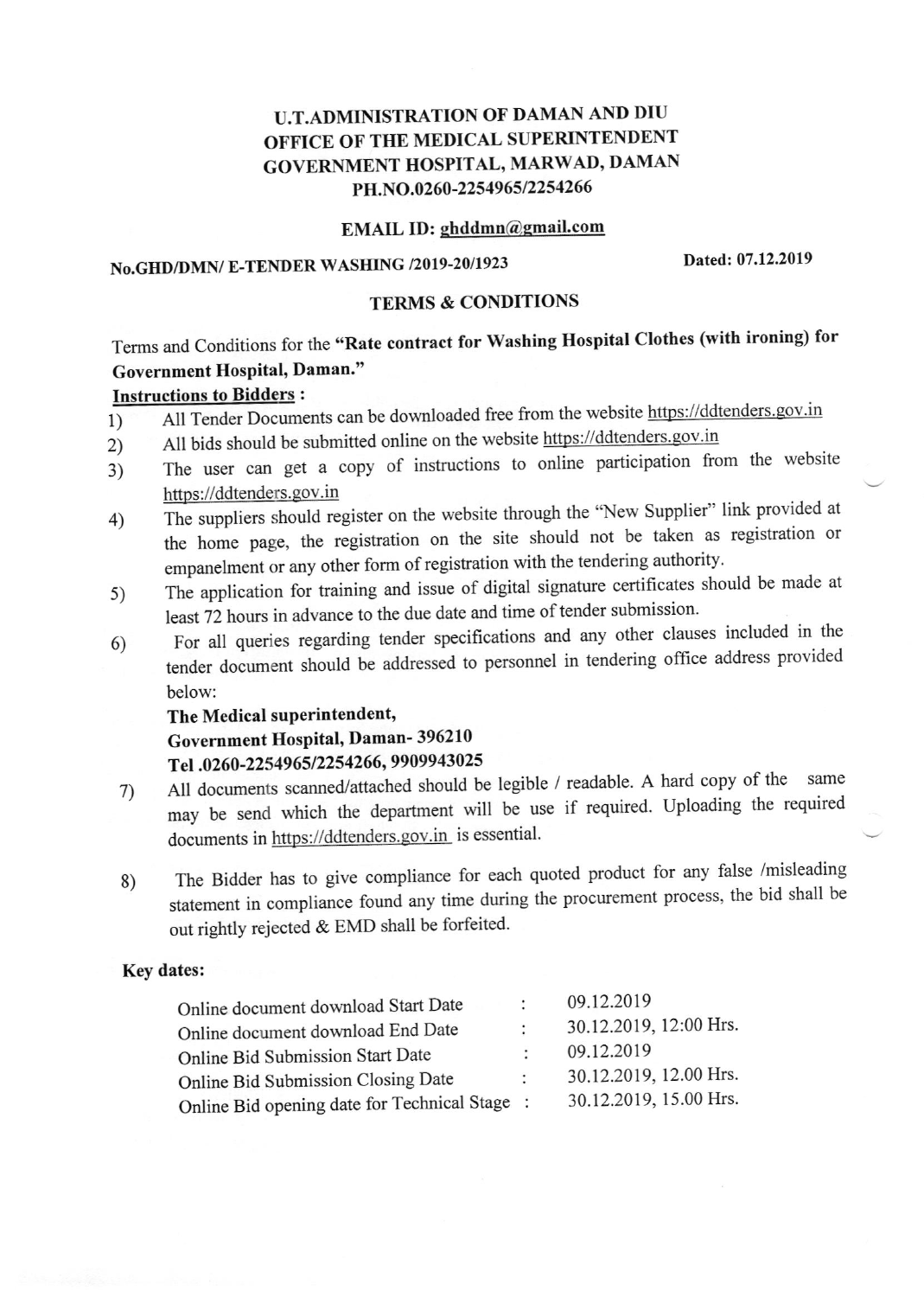# U.T.ADMINISTRATION OF DAMAN AND DIU
## OFFICE OF THE MEDICAL SUPERINTENDENT
## GOVERNMENT HOSPITAL, MARWAD, DAMAN
### PH.NO.0260-2254965/2254266

**EMAIL ID: ghddmn@gmail.com**

**No.GHD/DMN/ E-TENDER WASHING /2019-20/1923** **Dated: 07.12.2019**

**TERMS & CONDITIONS**

Terms and Conditions for the **"Rate contract for Washing Hospital Clothes (with ironing) for Government Hospital, Daman."**

**Instructions to Bidders :**

1) All Tender Documents can be downloaded free from the website https://ddtenders.gov.in
2) All bids should be submitted online on the website https://ddtenders.gov.in
3) The user can get a copy of instructions to online participation from the website https://ddtenders.gov.in
4) The suppliers should register on the website through the "New Supplier" link provided at the home page, the registration on the site should not be taken as registration or empanelment or any other form of registration with the tendering authority.
5) The application for training and issue of digital signature certificates should be made at least 72 hours in advance to the due date and time of tender submission.
6) For all queries regarding tender specifications and any other clauses included in the tender document should be addressed to personnel in tendering office address provided below:

   **The Medical superintendent,**
   **Government Hospital, Daman- 396210**
   **Tel .0260-2254965/2254266, 9909943025**

7) All documents scanned/attached should be legible / readable. A hard copy of the same may be send which the department will be use if required. Uploading the required documents in https://ddtenders.gov.in is essential.
8) The Bidder has to give compliance for each quoted product for any false /misleading statement in compliance found any time during the procurement process, the bid shall be out rightly rejected & EMD shall be forfeited.

**Key dates:**

| | | |
|---|---|---|
| Online document download Start Date | : | 09.12.2019 |
| Online document download End Date | : | 30.12.2019, 12:00 Hrs. |
| Online Bid Submission Start Date | : | 09.12.2019 |
| Online Bid Submission Closing Date | : | 30.12.2019, 12.00 Hrs. |
| Online Bid opening date for Technical Stage | : | 30.12.2019, 15.00 Hrs. |